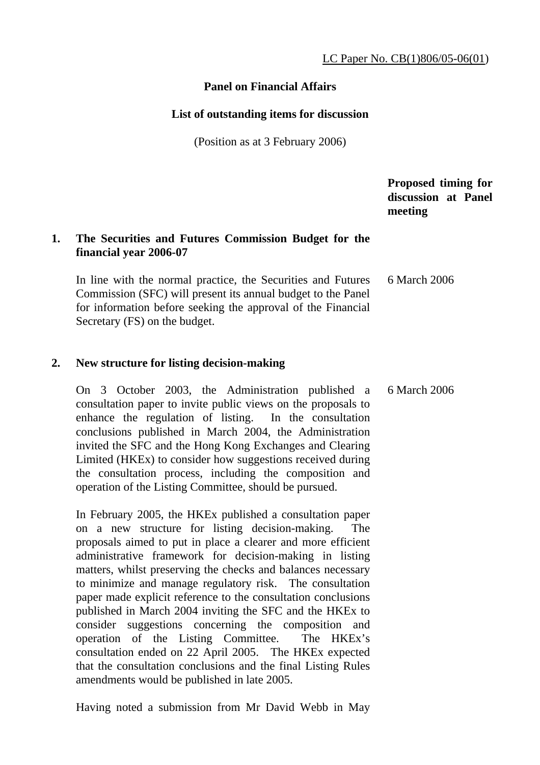LC Paper No. CB(1)806/05-06(01)

**Panel on Financial Affairs**

**List of outstanding items for discussion**

(Position as at 3 February 2006)

| | | Proposed timing for discussion at Panel meeting |
|---|---|---|
| **1.** | **The Securities and Futures Commission Budget for the financial year 2006-07** | |
| | In line with the normal practice, the Securities and Futures Commission (SFC) will present its annual budget to the Panel for information before seeking the approval of the Financial Secretary (FS) on the budget. | 6 March 2006 |
| **2.** | **New structure for listing decision-making** | |
| | On 3 October 2003, the Administration published a consultation paper to invite public views on the proposals to enhance the regulation of listing. In the consultation conclusions published in March 2004, the Administration invited the SFC and the Hong Kong Exchanges and Clearing Limited (HKEx) to consider how suggestions received during the consultation process, including the composition and operation of the Listing Committee, should be pursued. | 6 March 2006 |
| | In February 2005, the HKEx published a consultation paper on a new structure for listing decision-making. The proposals aimed to put in place a clearer and more efficient administrative framework for decision-making in listing matters, whilst preserving the checks and balances necessary to minimize and manage regulatory risk. The consultation paper made explicit reference to the consultation conclusions published in March 2004 inviting the SFC and the HKEx to consider suggestions concerning the composition and operation of the Listing Committee. The HKEx's consultation ended on 22 April 2005. The HKEx expected that the consultation conclusions and the final Listing Rules amendments would be published in late 2005. | |
| | Having noted a submission from Mr David Webb in May | |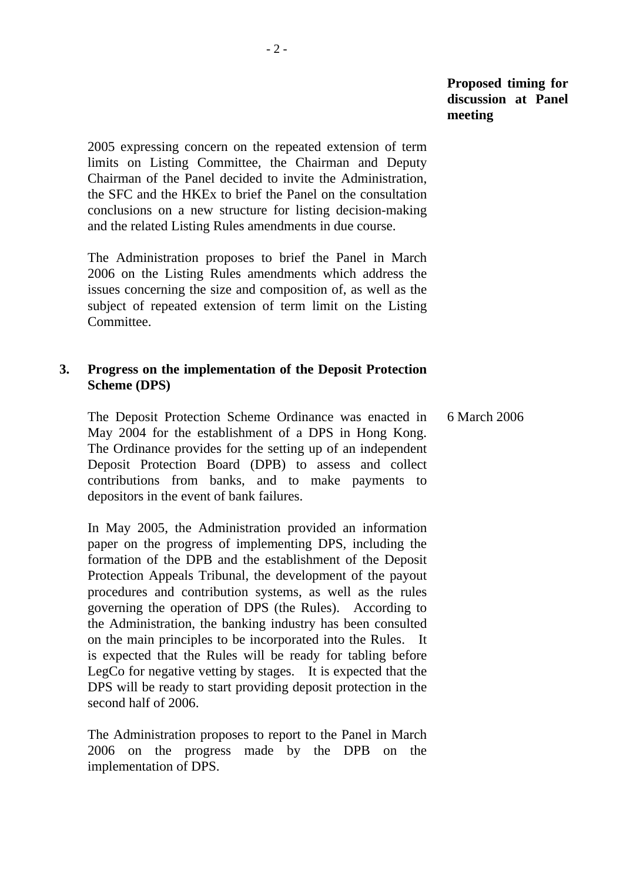**Proposed timing for discussion at Panel meeting**

2005 expressing concern on the repeated extension of term limits on Listing Committee, the Chairman and Deputy Chairman of the Panel decided to invite the Administration, the SFC and the HKEx to brief the Panel on the consultation conclusions on a new structure for listing decision-making and the related Listing Rules amendments in due course.

The Administration proposes to brief the Panel in March 2006 on the Listing Rules amendments which address the issues concerning the size and composition of, as well as the subject of repeated extension of term limit on the Listing Committee.

**3. Progress on the implementation of the Deposit Protection Scheme (DPS)**

The Deposit Protection Scheme Ordinance was enacted in May 2004 for the establishment of a DPS in Hong Kong. The Ordinance provides for the setting up of an independent Deposit Protection Board (DPB) to assess and collect contributions from banks, and to make payments to depositors in the event of bank failures. — 6 March 2006

In May 2005, the Administration provided an information paper on the progress of implementing DPS, including the formation of the DPB and the establishment of the Deposit Protection Appeals Tribunal, the development of the payout procedures and contribution systems, as well as the rules governing the operation of DPS (the Rules). According to the Administration, the banking industry has been consulted on the main principles to be incorporated into the Rules. It is expected that the Rules will be ready for tabling before LegCo for negative vetting by stages. It is expected that the DPS will be ready to start providing deposit protection in the second half of 2006.

The Administration proposes to report to the Panel in March 2006 on the progress made by the DPB on the implementation of DPS.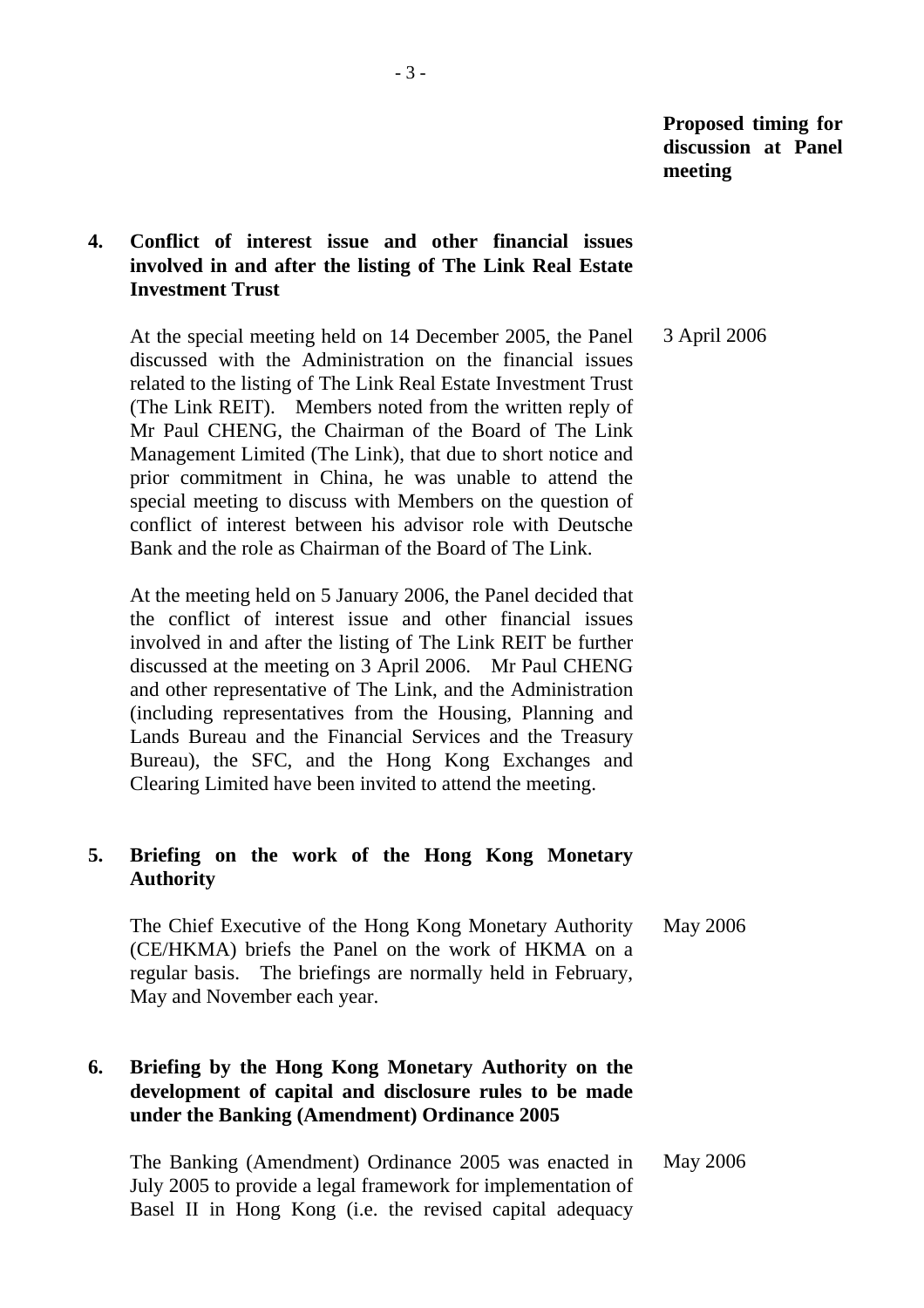**Proposed timing for discussion at Panel meeting**

**4. Conflict of interest issue and other financial issues involved in and after the listing of The Link Real Estate Investment Trust**

At the special meeting held on 14 December 2005, the Panel discussed with the Administration on the financial issues related to the listing of The Link Real Estate Investment Trust (The Link REIT). Members noted from the written reply of Mr Paul CHENG, the Chairman of the Board of The Link Management Limited (The Link), that due to short notice and prior commitment in China, he was unable to attend the special meeting to discuss with Members on the question of conflict of interest between his advisor role with Deutsche Bank and the role as Chairman of the Board of The Link. — 3 April 2006

At the meeting held on 5 January 2006, the Panel decided that the conflict of interest issue and other financial issues involved in and after the listing of The Link REIT be further discussed at the meeting on 3 April 2006. Mr Paul CHENG and other representative of The Link, and the Administration (including representatives from the Housing, Planning and Lands Bureau and the Financial Services and the Treasury Bureau), the SFC, and the Hong Kong Exchanges and Clearing Limited have been invited to attend the meeting.

**5. Briefing on the work of the Hong Kong Monetary Authority**

The Chief Executive of the Hong Kong Monetary Authority (CE/HKMA) briefs the Panel on the work of HKMA on a regular basis. The briefings are normally held in February, May and November each year. — May 2006

**6. Briefing by the Hong Kong Monetary Authority on the development of capital and disclosure rules to be made under the Banking (Amendment) Ordinance 2005**

The Banking (Amendment) Ordinance 2005 was enacted in July 2005 to provide a legal framework for implementation of Basel II in Hong Kong (i.e. the revised capital adequacy — May 2006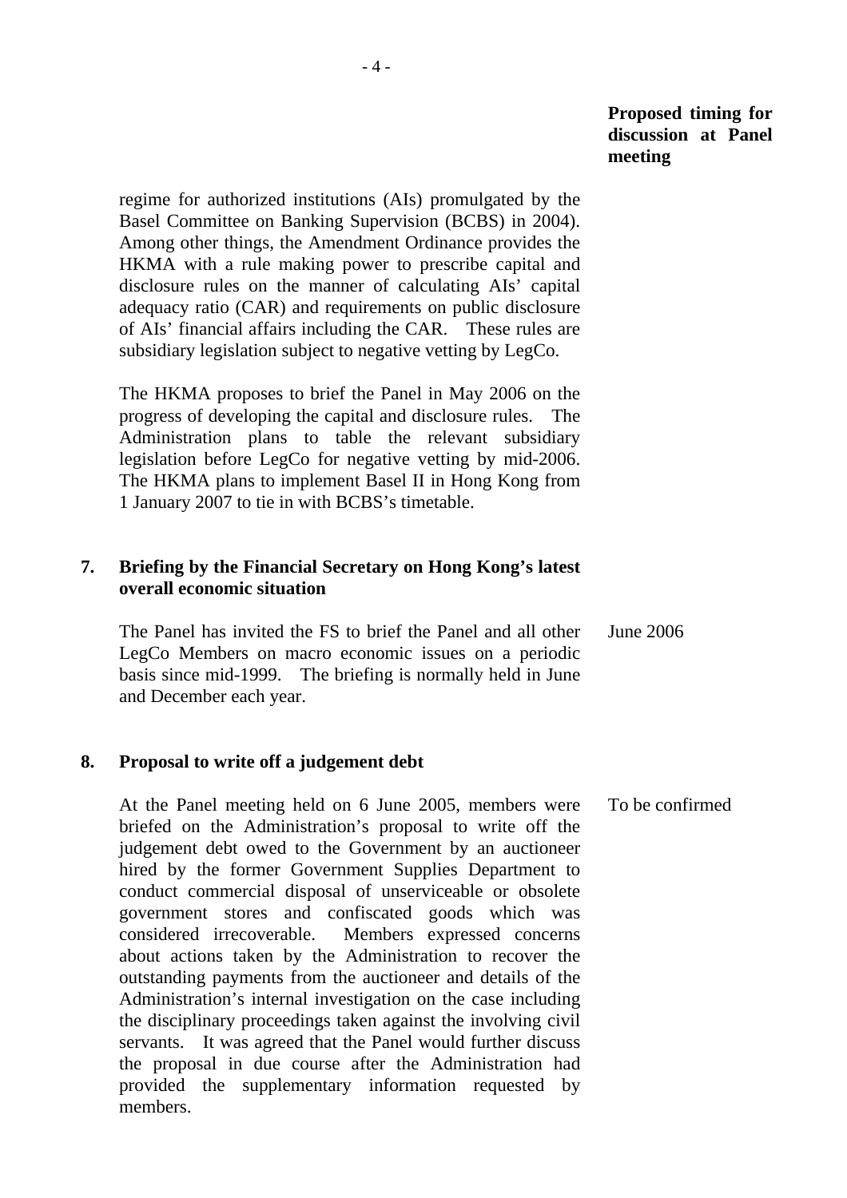**Proposed timing for discussion at Panel meeting**

regime for authorized institutions (AIs) promulgated by the Basel Committee on Banking Supervision (BCBS) in 2004). Among other things, the Amendment Ordinance provides the HKMA with a rule making power to prescribe capital and disclosure rules on the manner of calculating AIs' capital adequacy ratio (CAR) and requirements on public disclosure of AIs' financial affairs including the CAR. These rules are subsidiary legislation subject to negative vetting by LegCo.

The HKMA proposes to brief the Panel in May 2006 on the progress of developing the capital and disclosure rules. The Administration plans to table the relevant subsidiary legislation before LegCo for negative vetting by mid-2006. The HKMA plans to implement Basel II in Hong Kong from 1 January 2007 to tie in with BCBS's timetable.

**7. Briefing by the Financial Secretary on Hong Kong's latest overall economic situation**

The Panel has invited the FS to brief the Panel and all other LegCo Members on macro economic issues on a periodic basis since mid-1999. The briefing is normally held in June and December each year.

*Proposed timing:* June 2006

**8. Proposal to write off a judgement debt**

At the Panel meeting held on 6 June 2005, members were briefed on the Administration's proposal to write off the judgement debt owed to the Government by an auctioneer hired by the former Government Supplies Department to conduct commercial disposal of unserviceable or obsolete government stores and confiscated goods which was considered irrecoverable. Members expressed concerns about actions taken by the Administration to recover the outstanding payments from the auctioneer and details of the Administration's internal investigation on the case including the disciplinary proceedings taken against the involving civil servants. It was agreed that the Panel would further discuss the proposal in due course after the Administration had provided the supplementary information requested by members.

*Proposed timing:* To be confirmed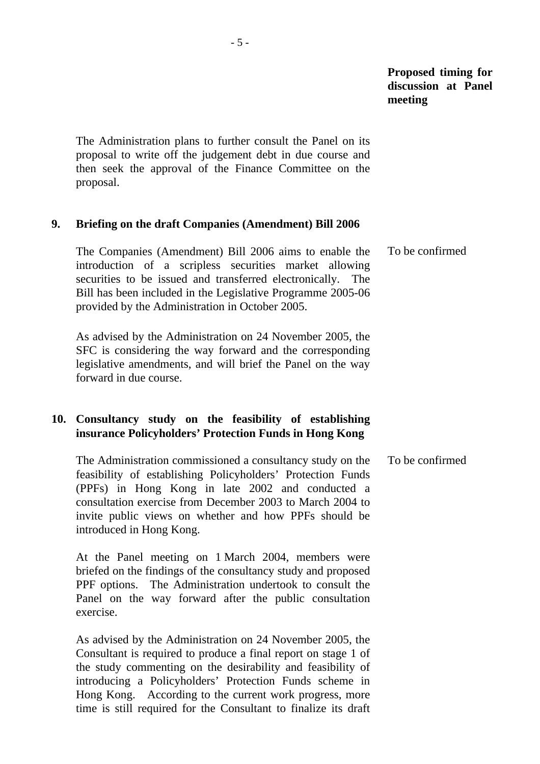**Proposed timing for discussion at Panel meeting**

The Administration plans to further consult the Panel on its proposal to write off the judgement debt in due course and then seek the approval of the Finance Committee on the proposal.

**9. Briefing on the draft Companies (Amendment) Bill 2006**

The Companies (Amendment) Bill 2006 aims to enable the introduction of a scripless securities market allowing securities to be issued and transferred electronically. The Bill has been included in the Legislative Programme 2005-06 provided by the Administration in October 2005.

*Proposed timing:* To be confirmed

As advised by the Administration on 24 November 2005, the SFC is considering the way forward and the corresponding legislative amendments, and will brief the Panel on the way forward in due course.

**10. Consultancy study on the feasibility of establishing insurance Policyholders' Protection Funds in Hong Kong**

The Administration commissioned a consultancy study on the feasibility of establishing Policyholders' Protection Funds (PPFs) in Hong Kong in late 2002 and conducted a consultation exercise from December 2003 to March 2004 to invite public views on whether and how PPFs should be introduced in Hong Kong.

*Proposed timing:* To be confirmed

At the Panel meeting on 1 March 2004, members were briefed on the findings of the consultancy study and proposed PPF options. The Administration undertook to consult the Panel on the way forward after the public consultation exercise.

As advised by the Administration on 24 November 2005, the Consultant is required to produce a final report on stage 1 of the study commenting on the desirability and feasibility of introducing a Policyholders' Protection Funds scheme in Hong Kong. According to the current work progress, more time is still required for the Consultant to finalize its draft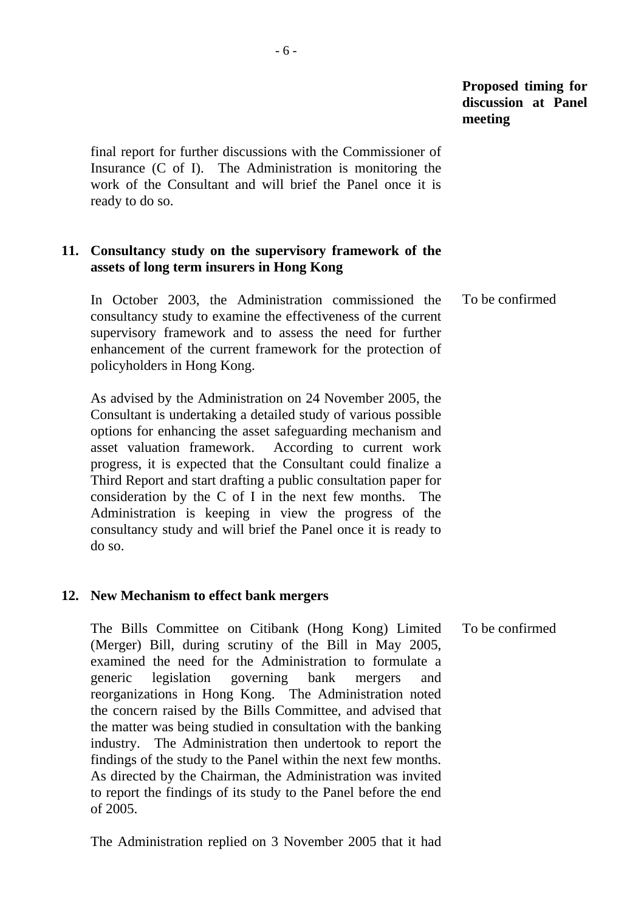**Proposed timing for discussion at Panel meeting**

final report for further discussions with the Commissioner of Insurance (C of I). The Administration is monitoring the work of the Consultant and will brief the Panel once it is ready to do so.

**11. Consultancy study on the supervisory framework of the assets of long term insurers in Hong Kong**

In October 2003, the Administration commissioned the consultancy study to examine the effectiveness of the current supervisory framework and to assess the need for further enhancement of the current framework for the protection of policyholders in Hong Kong. — To be confirmed

As advised by the Administration on 24 November 2005, the Consultant is undertaking a detailed study of various possible options for enhancing the asset safeguarding mechanism and asset valuation framework. According to current work progress, it is expected that the Consultant could finalize a Third Report and start drafting a public consultation paper for consideration by the C of I in the next few months. The Administration is keeping in view the progress of the consultancy study and will brief the Panel once it is ready to do so.

**12. New Mechanism to effect bank mergers**

The Bills Committee on Citibank (Hong Kong) Limited (Merger) Bill, during scrutiny of the Bill in May 2005, examined the need for the Administration to formulate a generic legislation governing bank mergers and reorganizations in Hong Kong. The Administration noted the concern raised by the Bills Committee, and advised that the matter was being studied in consultation with the banking industry. The Administration then undertook to report the findings of the study to the Panel within the next few months. As directed by the Chairman, the Administration was invited to report the findings of its study to the Panel before the end of 2005. — To be confirmed

The Administration replied on 3 November 2005 that it had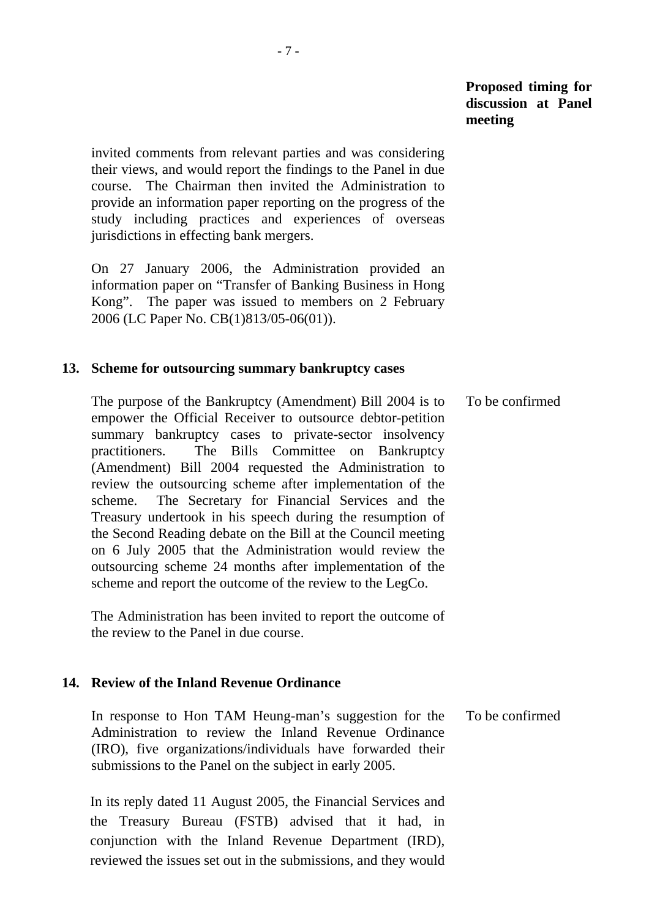**Proposed timing for discussion at Panel meeting**

invited comments from relevant parties and was considering their views, and would report the findings to the Panel in due course. The Chairman then invited the Administration to provide an information paper reporting on the progress of the study including practices and experiences of overseas jurisdictions in effecting bank mergers.

On 27 January 2006, the Administration provided an information paper on "Transfer of Banking Business in Hong Kong". The paper was issued to members on 2 February 2006 (LC Paper No. CB(1)813/05-06(01)).

**13. Scheme for outsourcing summary bankruptcy cases**

The purpose of the Bankruptcy (Amendment) Bill 2004 is to empower the Official Receiver to outsource debtor-petition summary bankruptcy cases to private-sector insolvency practitioners. The Bills Committee on Bankruptcy (Amendment) Bill 2004 requested the Administration to review the outsourcing scheme after implementation of the scheme. The Secretary for Financial Services and the Treasury undertook in his speech during the resumption of the Second Reading debate on the Bill at the Council meeting on 6 July 2005 that the Administration would review the outsourcing scheme 24 months after implementation of the scheme and report the outcome of the review to the LegCo. — To be confirmed

The Administration has been invited to report the outcome of the review to the Panel in due course.

**14. Review of the Inland Revenue Ordinance**

In response to Hon TAM Heung-man's suggestion for the Administration to review the Inland Revenue Ordinance (IRO), five organizations/individuals have forwarded their submissions to the Panel on the subject in early 2005. — To be confirmed

In its reply dated 11 August 2005, the Financial Services and the Treasury Bureau (FSTB) advised that it had, in conjunction with the Inland Revenue Department (IRD), reviewed the issues set out in the submissions, and they would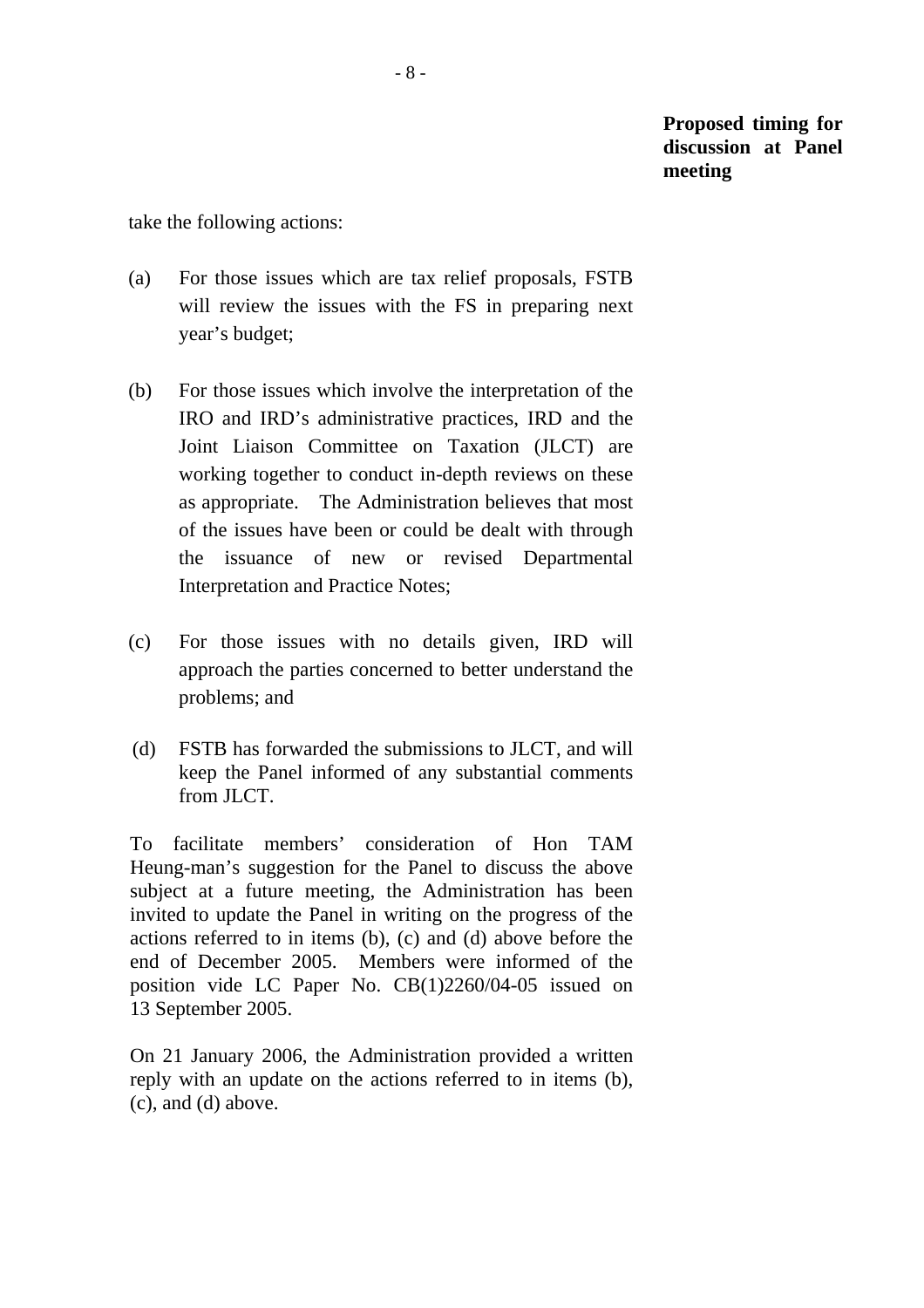**Proposed timing for discussion at Panel meeting**

take the following actions:

(a) For those issues which are tax relief proposals, FSTB will review the issues with the FS in preparing next year's budget;

(b) For those issues which involve the interpretation of the IRO and IRD's administrative practices, IRD and the Joint Liaison Committee on Taxation (JLCT) are working together to conduct in-depth reviews on these as appropriate. The Administration believes that most of the issues have been or could be dealt with through the issuance of new or revised Departmental Interpretation and Practice Notes;

(c) For those issues with no details given, IRD will approach the parties concerned to better understand the problems; and

(d) FSTB has forwarded the submissions to JLCT, and will keep the Panel informed of any substantial comments from JLCT.

To facilitate members' consideration of Hon TAM Heung-man's suggestion for the Panel to discuss the above subject at a future meeting, the Administration has been invited to update the Panel in writing on the progress of the actions referred to in items (b), (c) and (d) above before the end of December 2005. Members were informed of the position vide LC Paper No. CB(1)2260/04-05 issued on 13 September 2005.

On 21 January 2006, the Administration provided a written reply with an update on the actions referred to in items (b), (c), and (d) above.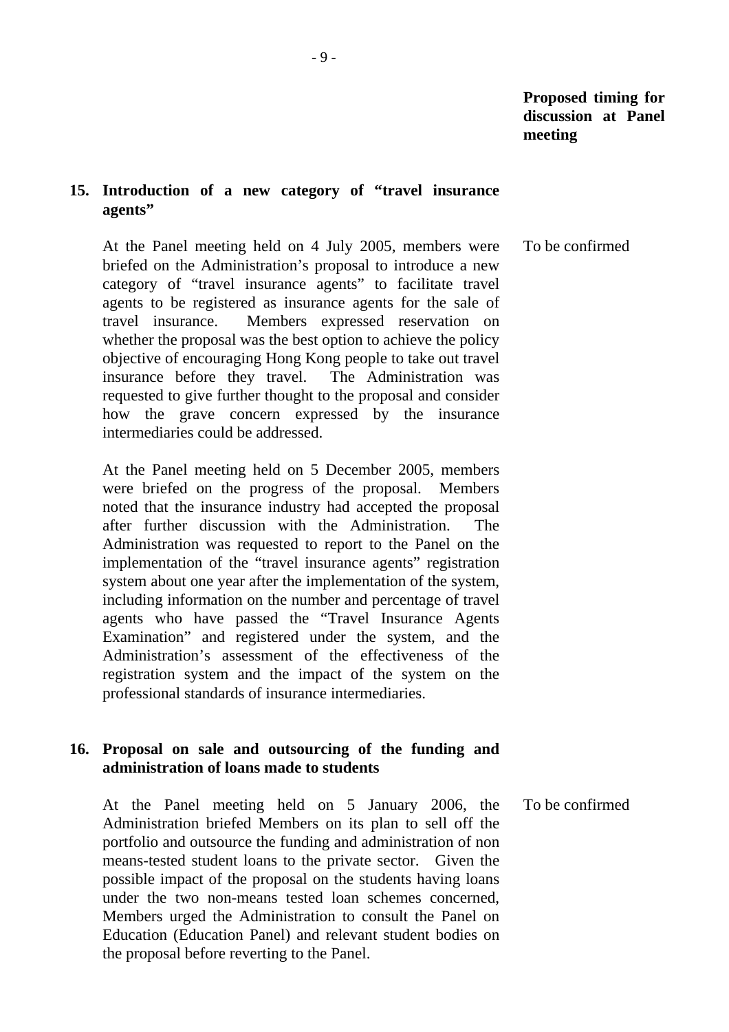**Proposed timing for discussion at Panel meeting**

**15. Introduction of a new category of "travel insurance agents"**

At the Panel meeting held on 4 July 2005, members were briefed on the Administration's proposal to introduce a new category of "travel insurance agents" to facilitate travel agents to be registered as insurance agents for the sale of travel insurance. Members expressed reservation on whether the proposal was the best option to achieve the policy objective of encouraging Hong Kong people to take out travel insurance before they travel. The Administration was requested to give further thought to the proposal and consider how the grave concern expressed by the insurance intermediaries could be addressed.

To be confirmed

At the Panel meeting held on 5 December 2005, members were briefed on the progress of the proposal. Members noted that the insurance industry had accepted the proposal after further discussion with the Administration. The Administration was requested to report to the Panel on the implementation of the "travel insurance agents" registration system about one year after the implementation of the system, including information on the number and percentage of travel agents who have passed the "Travel Insurance Agents Examination" and registered under the system, and the Administration's assessment of the effectiveness of the registration system and the impact of the system on the professional standards of insurance intermediaries.

**16. Proposal on sale and outsourcing of the funding and administration of loans made to students**

At the Panel meeting held on 5 January 2006, the Administration briefed Members on its plan to sell off the portfolio and outsource the funding and administration of non means-tested student loans to the private sector. Given the possible impact of the proposal on the students having loans under the two non-means tested loan schemes concerned, Members urged the Administration to consult the Panel on Education (Education Panel) and relevant student bodies on the proposal before reverting to the Panel.

To be confirmed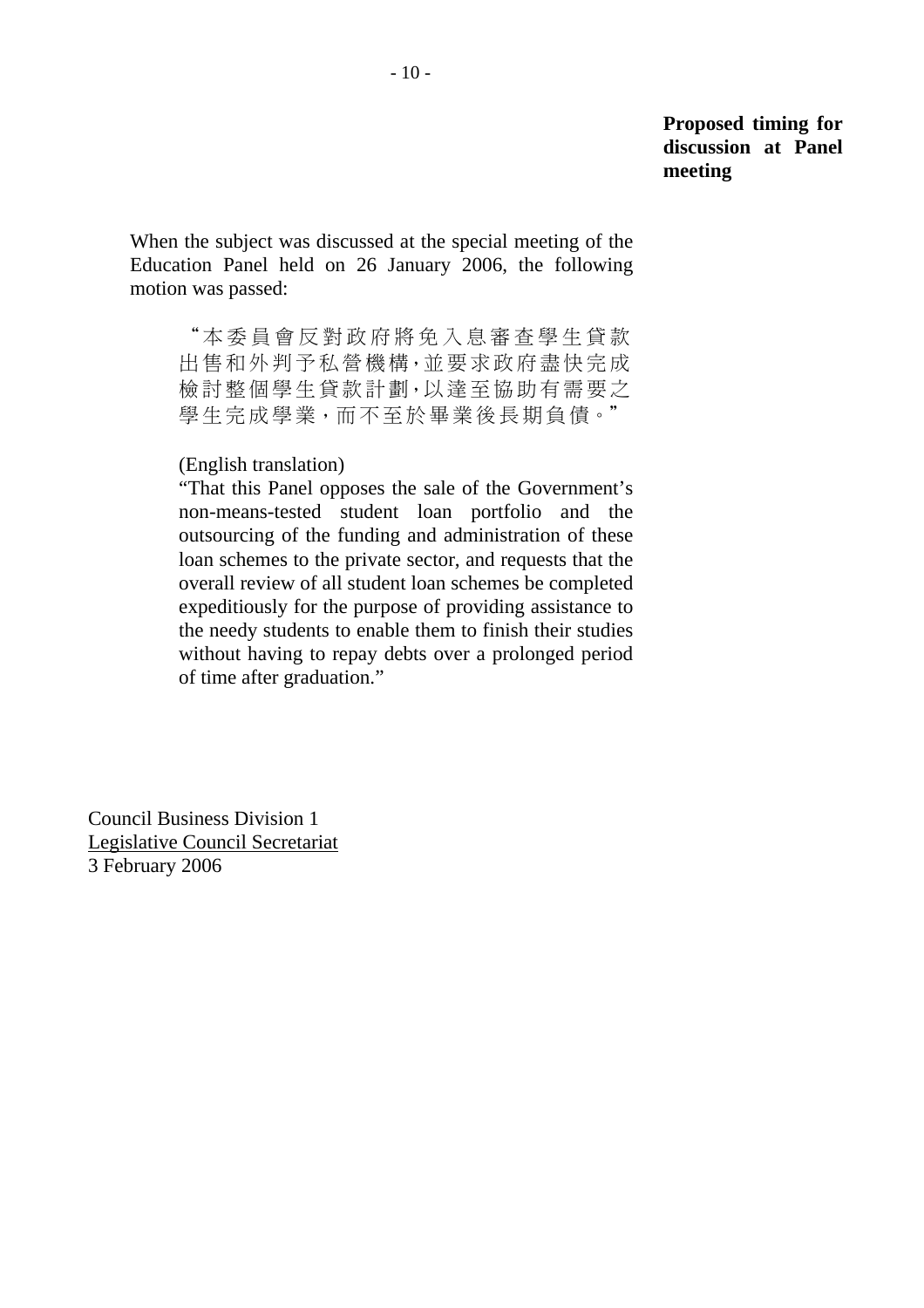**Proposed timing for discussion at Panel meeting**

When the subject was discussed at the special meeting of the Education Panel held on 26 January 2006, the following motion was passed:

> "本委員會反對政府將免入息審查學生貸款出售和外判予私營機構,並要求政府盡快完成檢討整個學生貸款計劃,以達至協助有需要之學生完成學業,而不至於畢業後長期負債。"
>
> (English translation)
>
> "That this Panel opposes the sale of the Government's non-means-tested student loan portfolio and the outsourcing of the funding and administration of these loan schemes to the private sector, and requests that the overall review of all student loan schemes be completed expeditiously for the purpose of providing assistance to the needy students to enable them to finish their studies without having to repay debts over a prolonged period of time after graduation."

Council Business Division 1
<u>Legislative Council Secretariat</u>
3 February 2006